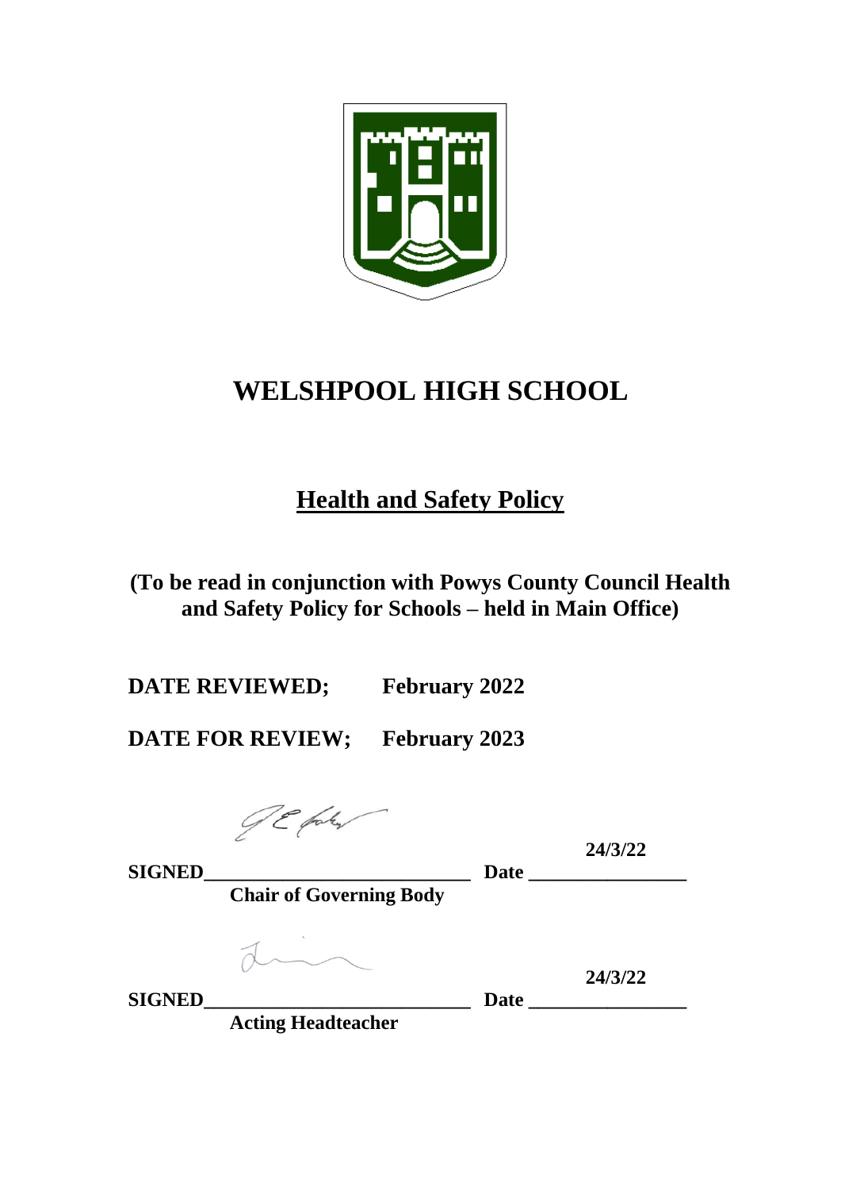# WELSHPOOL HIGH SCHOOL

## Health and Safety Policy

**(To be read in conjunction with Powys County Council Health and Safety Policy for Schools – held in Main Office)**

**DATE REVIEWED;** **February 2022**

**DATE FOR REVIEW;** **February 2023**

**SIGNED**\_\_\_\_\_\_\_\_\_\_\_\_\_\_\_\_\_\_\_\_\_\_\_\_\_\_\_ **Date** **24/3/22**

**Chair of Governing Body**

**SIGNED**\_\_\_\_\_\_\_\_\_\_\_\_\_\_\_\_\_\_\_\_\_\_\_\_\_\_\_ **Date** **24/3/22**

**Acting Headteacher**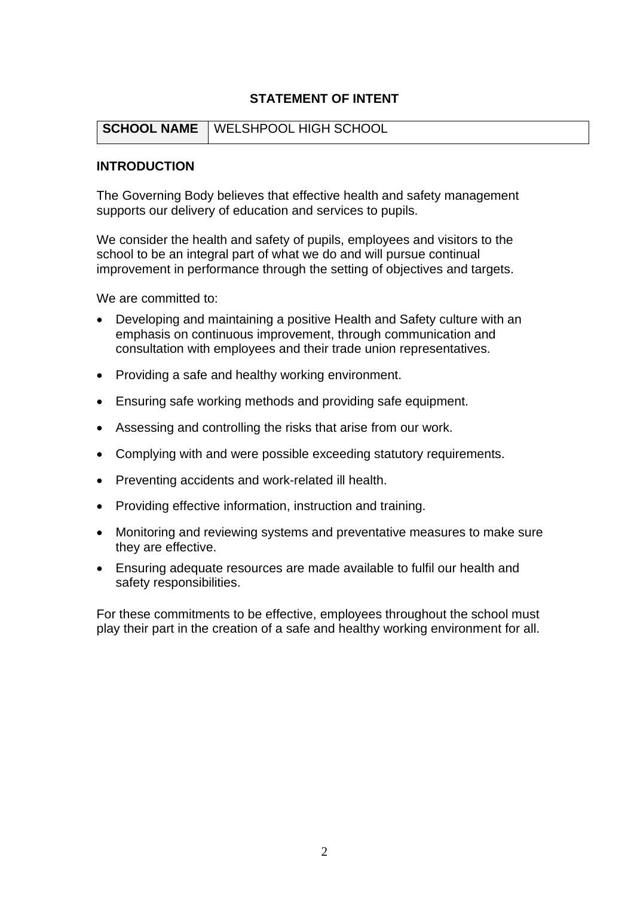**STATEMENT OF INTENT**

| **SCHOOL NAME** | WELSHPOOL HIGH SCHOOL |
|---|---|

**INTRODUCTION**

The Governing Body believes that effective health and safety management supports our delivery of education and services to pupils.

We consider the health and safety of pupils, employees and visitors to the school to be an integral part of what we do and will pursue continual improvement in performance through the setting of objectives and targets.

We are committed to:

- Developing and maintaining a positive Health and Safety culture with an emphasis on continuous improvement, through communication and consultation with employees and their trade union representatives.
- Providing a safe and healthy working environment.
- Ensuring safe working methods and providing safe equipment.
- Assessing and controlling the risks that arise from our work.
- Complying with and were possible exceeding statutory requirements.
- Preventing accidents and work-related ill health.
- Providing effective information, instruction and training.
- Monitoring and reviewing systems and preventative measures to make sure they are effective.
- Ensuring adequate resources are made available to fulfil our health and safety responsibilities.

For these commitments to be effective, employees throughout the school must play their part in the creation of a safe and healthy working environment for all.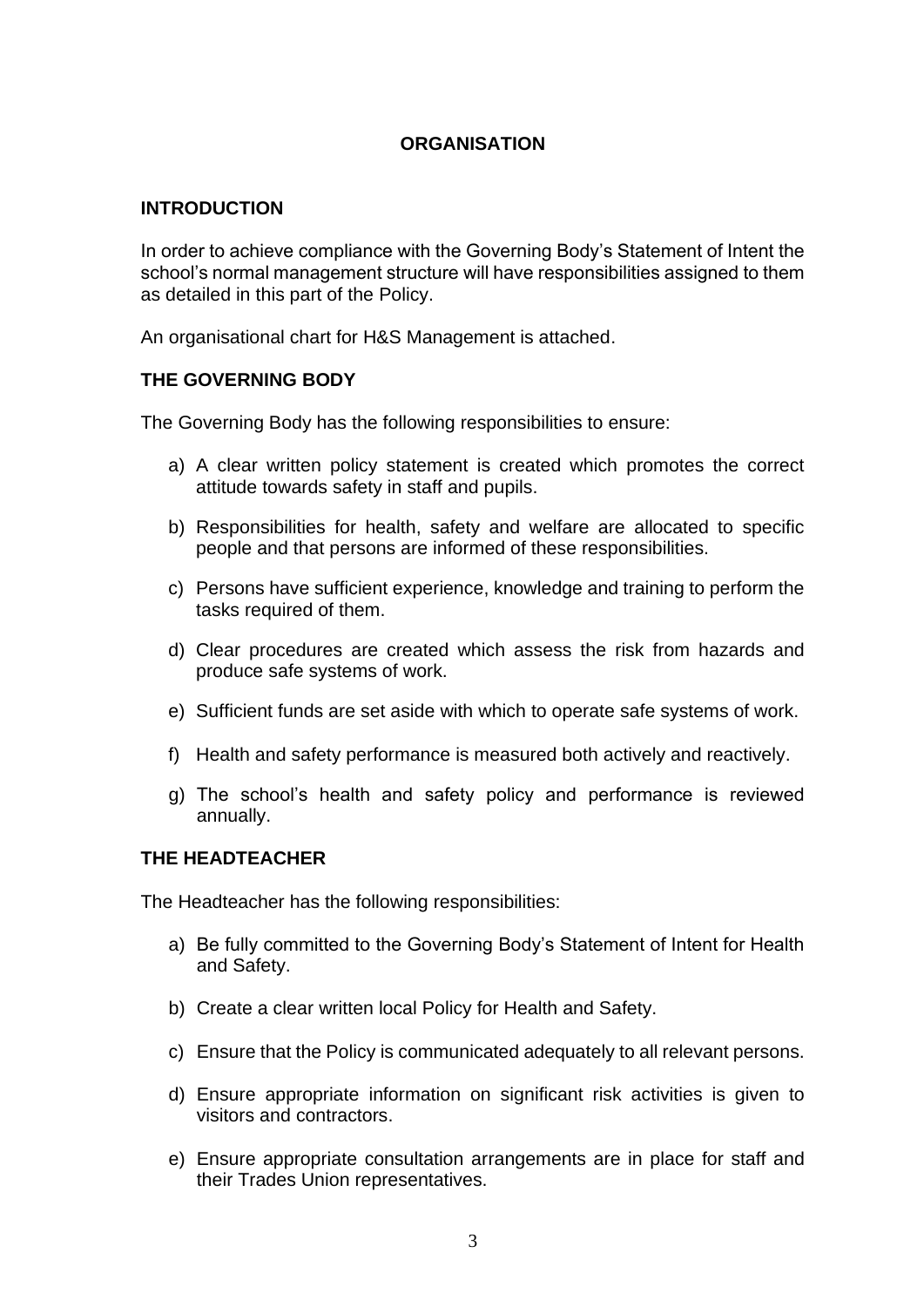## ORGANISATION

### INTRODUCTION

In order to achieve compliance with the Governing Body's Statement of Intent the school's normal management structure will have responsibilities assigned to them as detailed in this part of the Policy.

An organisational chart for H&S Management is attached.

### THE GOVERNING BODY

The Governing Body has the following responsibilities to ensure:

a) A clear written policy statement is created which promotes the correct attitude towards safety in staff and pupils.

b) Responsibilities for health, safety and welfare are allocated to specific people and that persons are informed of these responsibilities.

c) Persons have sufficient experience, knowledge and training to perform the tasks required of them.

d) Clear procedures are created which assess the risk from hazards and produce safe systems of work.

e) Sufficient funds are set aside with which to operate safe systems of work.

f) Health and safety performance is measured both actively and reactively.

g) The school's health and safety policy and performance is reviewed annually.

### THE HEADTEACHER

The Headteacher has the following responsibilities:

a) Be fully committed to the Governing Body's Statement of Intent for Health and Safety.

b) Create a clear written local Policy for Health and Safety.

c) Ensure that the Policy is communicated adequately to all relevant persons.

d) Ensure appropriate information on significant risk activities is given to visitors and contractors.

e) Ensure appropriate consultation arrangements are in place for staff and their Trades Union representatives.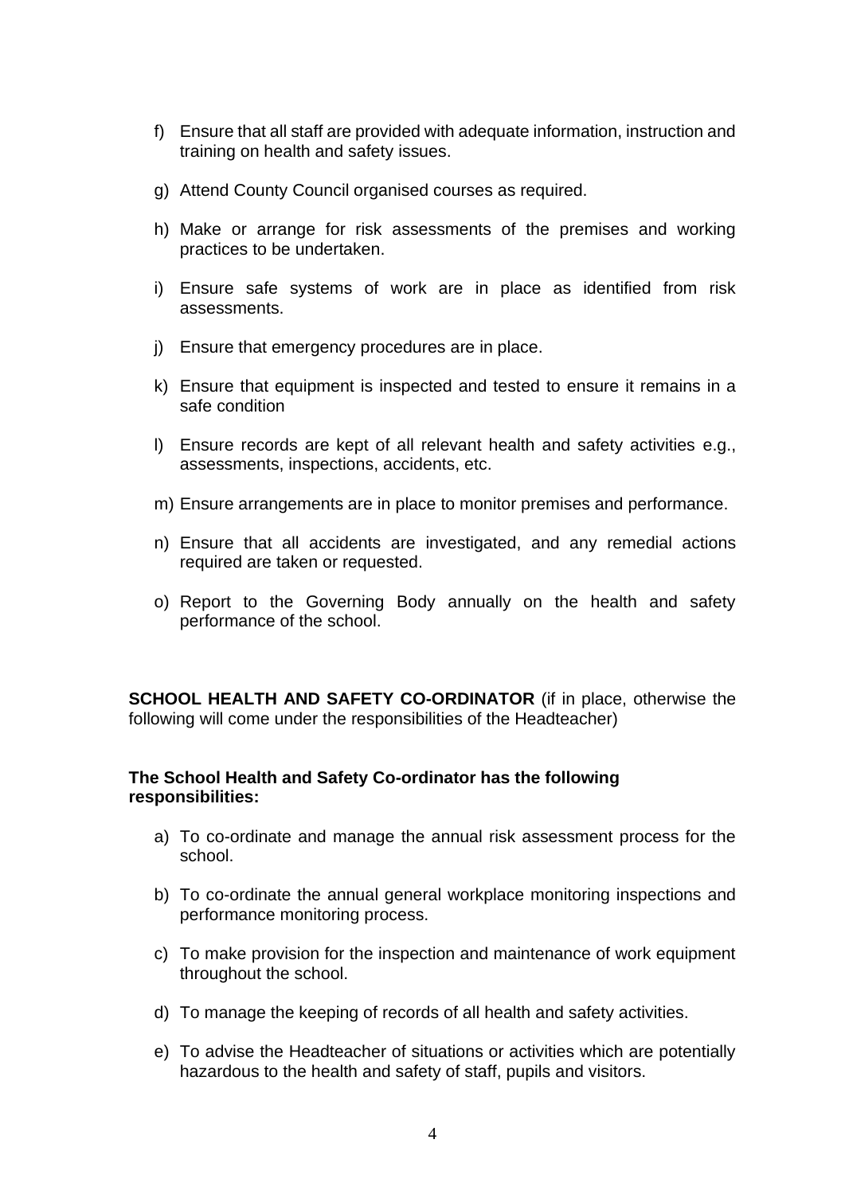f) Ensure that all staff are provided with adequate information, instruction and training on health and safety issues.

g) Attend County Council organised courses as required.

h) Make or arrange for risk assessments of the premises and working practices to be undertaken.

i) Ensure safe systems of work are in place as identified from risk assessments.

j) Ensure that emergency procedures are in place.

k) Ensure that equipment is inspected and tested to ensure it remains in a safe condition

l) Ensure records are kept of all relevant health and safety activities e.g., assessments, inspections, accidents, etc.

m) Ensure arrangements are in place to monitor premises and performance.

n) Ensure that all accidents are investigated, and any remedial actions required are taken or requested.

o) Report to the Governing Body annually on the health and safety performance of the school.

**SCHOOL HEALTH AND SAFETY CO-ORDINATOR** (if in place, otherwise the following will come under the responsibilities of the Headteacher)

**The School Health and Safety Co-ordinator has the following responsibilities:**

a) To co-ordinate and manage the annual risk assessment process for the school.

b) To co-ordinate the annual general workplace monitoring inspections and performance monitoring process.

c) To make provision for the inspection and maintenance of work equipment throughout the school.

d) To manage the keeping of records of all health and safety activities.

e) To advise the Headteacher of situations or activities which are potentially hazardous to the health and safety of staff, pupils and visitors.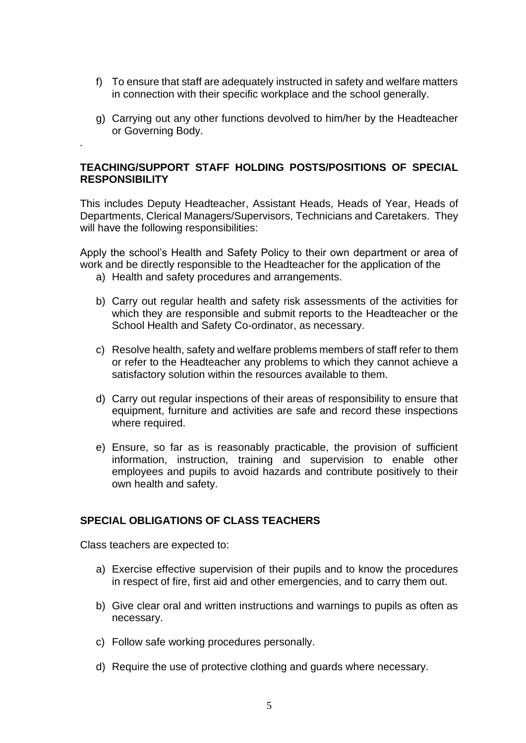f) To ensure that staff are adequately instructed in safety and welfare matters in connection with their specific workplace and the school generally.

g) Carrying out any other functions devolved to him/her by the Headteacher or Governing Body.

.

**TEACHING/SUPPORT STAFF HOLDING POSTS/POSITIONS OF SPECIAL RESPONSIBILITY**

This includes Deputy Headteacher, Assistant Heads, Heads of Year, Heads of Departments, Clerical Managers/Supervisors, Technicians and Caretakers. They will have the following responsibilities:

Apply the school's Health and Safety Policy to their own department or area of work and be directly responsible to the Headteacher for the application of the

a) Health and safety procedures and arrangements.

b) Carry out regular health and safety risk assessments of the activities for which they are responsible and submit reports to the Headteacher or the School Health and Safety Co-ordinator, as necessary.

c) Resolve health, safety and welfare problems members of staff refer to them or refer to the Headteacher any problems to which they cannot achieve a satisfactory solution within the resources available to them.

d) Carry out regular inspections of their areas of responsibility to ensure that equipment, furniture and activities are safe and record these inspections where required.

e) Ensure, so far as is reasonably practicable, the provision of sufficient information, instruction, training and supervision to enable other employees and pupils to avoid hazards and contribute positively to their own health and safety.

**SPECIAL OBLIGATIONS OF CLASS TEACHERS**

Class teachers are expected to:

a) Exercise effective supervision of their pupils and to know the procedures in respect of fire, first aid and other emergencies, and to carry them out.

b) Give clear oral and written instructions and warnings to pupils as often as necessary.

c) Follow safe working procedures personally.

d) Require the use of protective clothing and guards where necessary.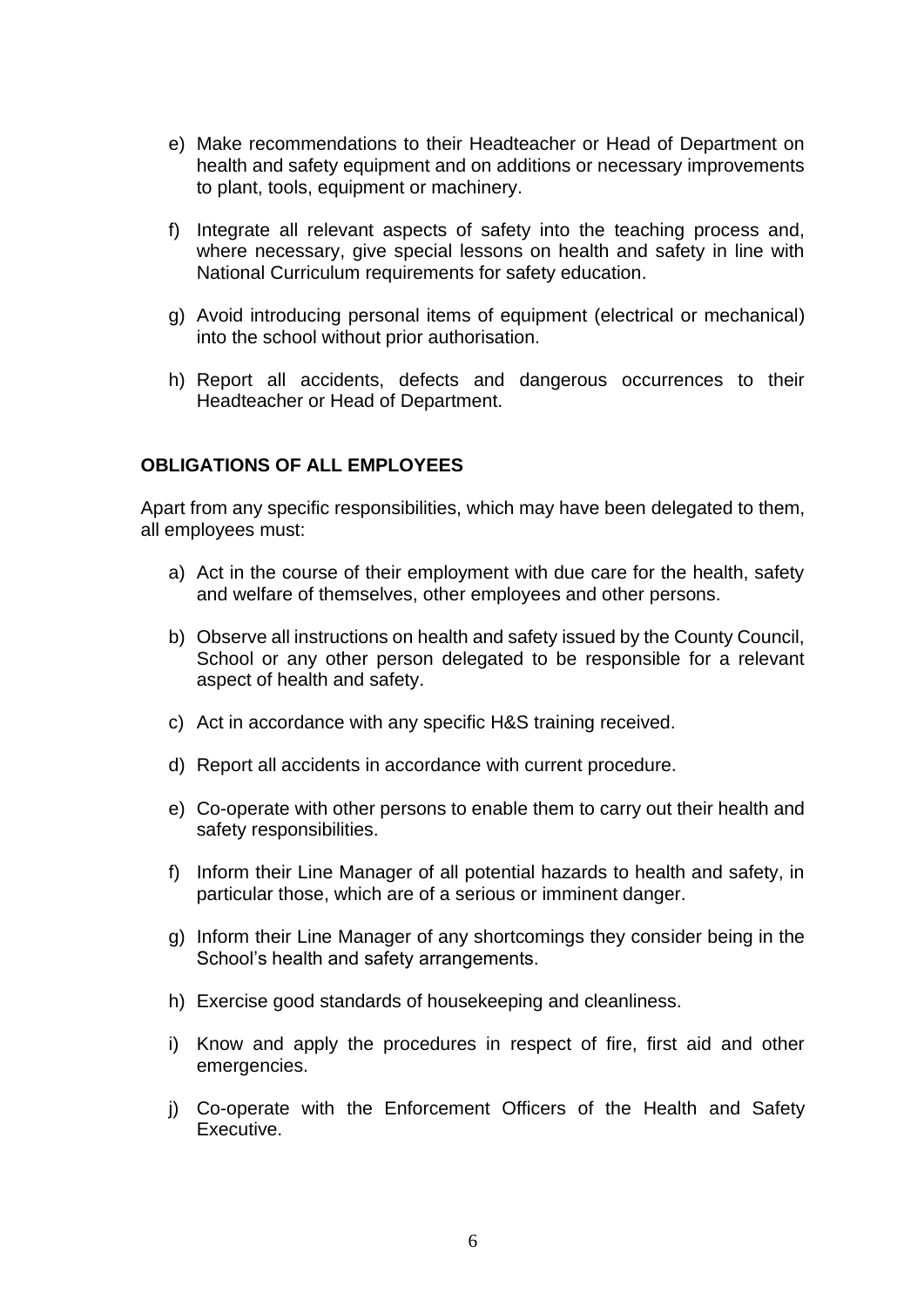e) Make recommendations to their Headteacher or Head of Department on health and safety equipment and on additions or necessary improvements to plant, tools, equipment or machinery.

f) Integrate all relevant aspects of safety into the teaching process and, where necessary, give special lessons on health and safety in line with National Curriculum requirements for safety education.

g) Avoid introducing personal items of equipment (electrical or mechanical) into the school without prior authorisation.

h) Report all accidents, defects and dangerous occurrences to their Headteacher or Head of Department.

**OBLIGATIONS OF ALL EMPLOYEES**

Apart from any specific responsibilities, which may have been delegated to them, all employees must:

a) Act in the course of their employment with due care for the health, safety and welfare of themselves, other employees and other persons.

b) Observe all instructions on health and safety issued by the County Council, School or any other person delegated to be responsible for a relevant aspect of health and safety.

c) Act in accordance with any specific H&S training received.

d) Report all accidents in accordance with current procedure.

e) Co-operate with other persons to enable them to carry out their health and safety responsibilities.

f) Inform their Line Manager of all potential hazards to health and safety, in particular those, which are of a serious or imminent danger.

g) Inform their Line Manager of any shortcomings they consider being in the School's health and safety arrangements.

h) Exercise good standards of housekeeping and cleanliness.

i) Know and apply the procedures in respect of fire, first aid and other emergencies.

j) Co-operate with the Enforcement Officers of the Health and Safety Executive.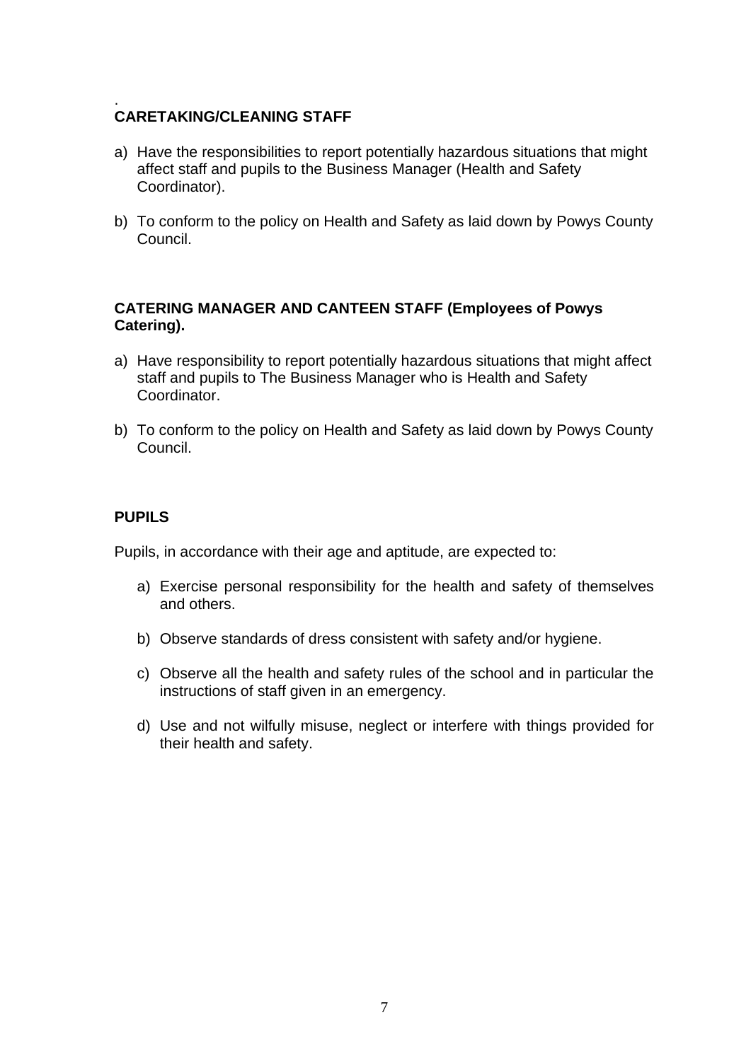.
**CARETAKING/CLEANING STAFF**

a) Have the responsibilities to report potentially hazardous situations that might affect staff and pupils to the Business Manager (Health and Safety Coordinator).

b) To conform to the policy on Health and Safety as laid down by Powys County Council.

**CATERING MANAGER AND CANTEEN STAFF (Employees of Powys Catering).**

a) Have responsibility to report potentially hazardous situations that might affect staff and pupils to The Business Manager who is Health and Safety Coordinator.

b) To conform to the policy on Health and Safety as laid down by Powys County Council.

**PUPILS**

Pupils, in accordance with their age and aptitude, are expected to:

a) Exercise personal responsibility for the health and safety of themselves and others.

b) Observe standards of dress consistent with safety and/or hygiene.

c) Observe all the health and safety rules of the school and in particular the instructions of staff given in an emergency.

d) Use and not wilfully misuse, neglect or interfere with things provided for their health and safety.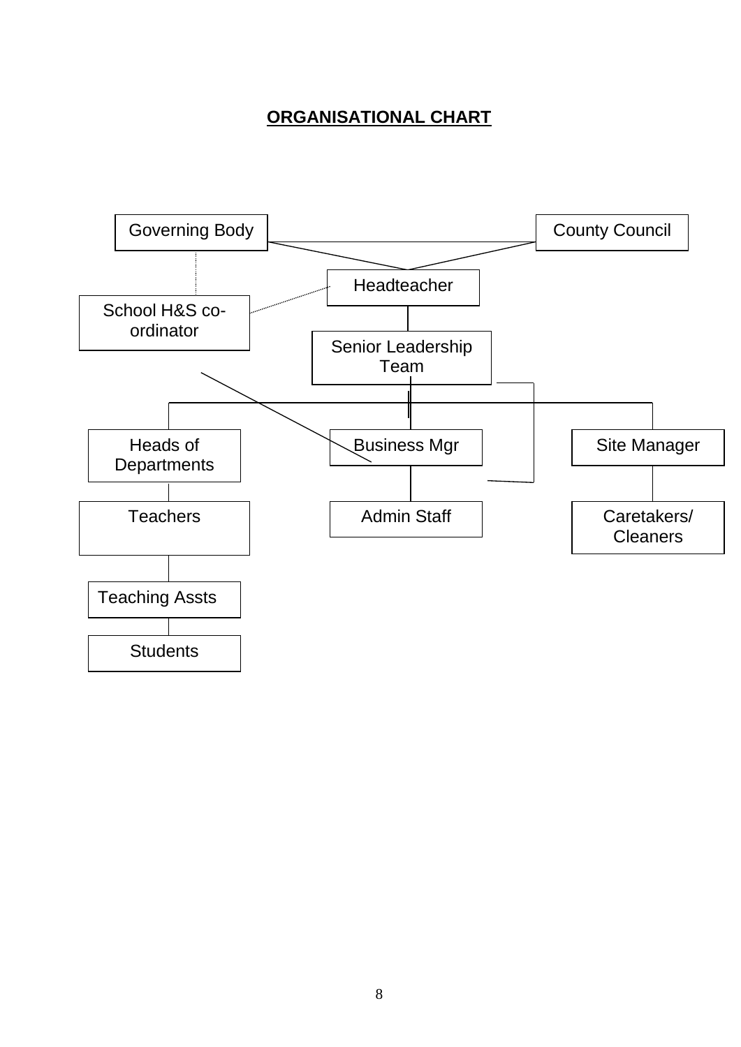## ORGANISATIONAL CHART

Governing Body

County Council

Headteacher

School H&S co-ordinator

Senior Leadership Team

Heads of Departments

Business Mgr

Site Manager

Teachers

Admin Staff

Caretakers/ Cleaners

Teaching Assts

Students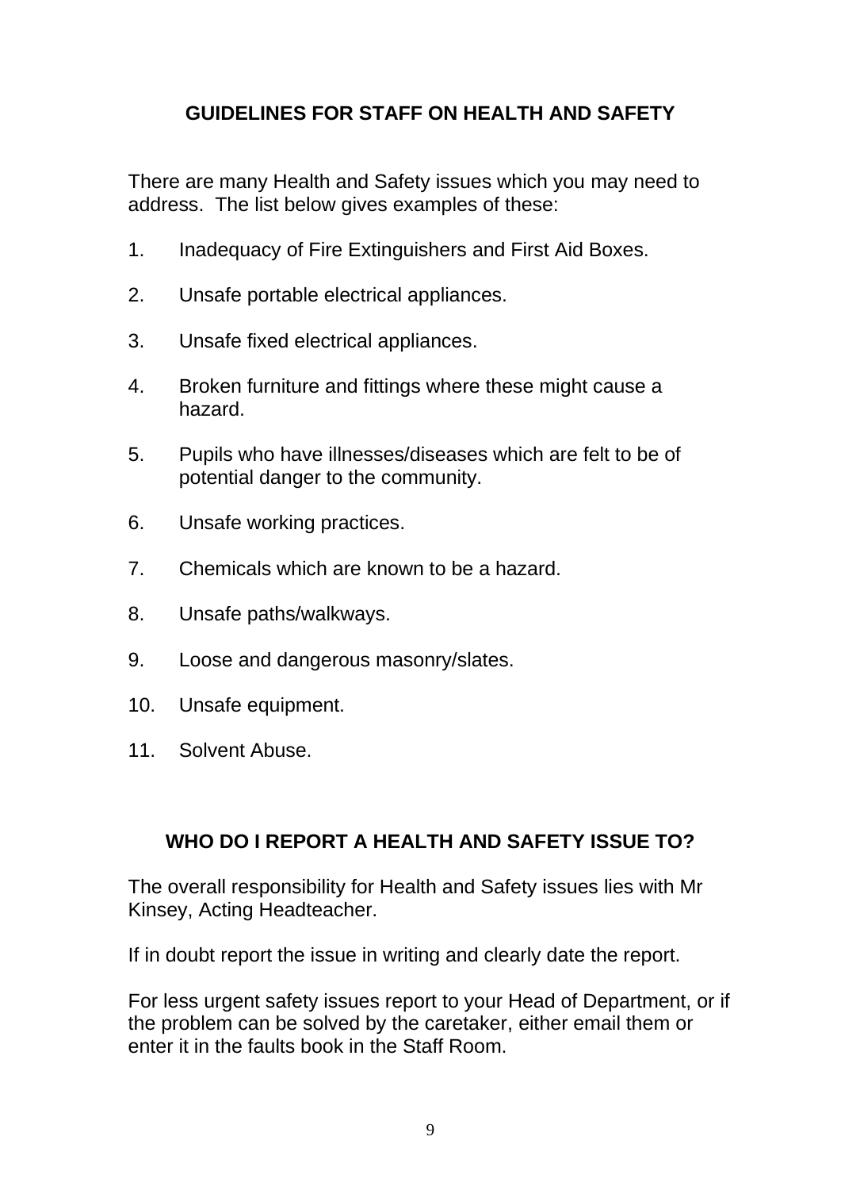## GUIDELINES FOR STAFF ON HEALTH AND SAFETY

There are many Health and Safety issues which you may need to address. The list below gives examples of these:

1. Inadequacy of Fire Extinguishers and First Aid Boxes.
2. Unsafe portable electrical appliances.
3. Unsafe fixed electrical appliances.
4. Broken furniture and fittings where these might cause a hazard.
5. Pupils who have illnesses/diseases which are felt to be of potential danger to the community.
6. Unsafe working practices.
7. Chemicals which are known to be a hazard.
8. Unsafe paths/walkways.
9. Loose and dangerous masonry/slates.
10. Unsafe equipment.
11. Solvent Abuse.

## WHO DO I REPORT A HEALTH AND SAFETY ISSUE TO?

The overall responsibility for Health and Safety issues lies with Mr Kinsey, Acting Headteacher.

If in doubt report the issue in writing and clearly date the report.

For less urgent safety issues report to your Head of Department, or if the problem can be solved by the caretaker, either email them or enter it in the faults book in the Staff Room.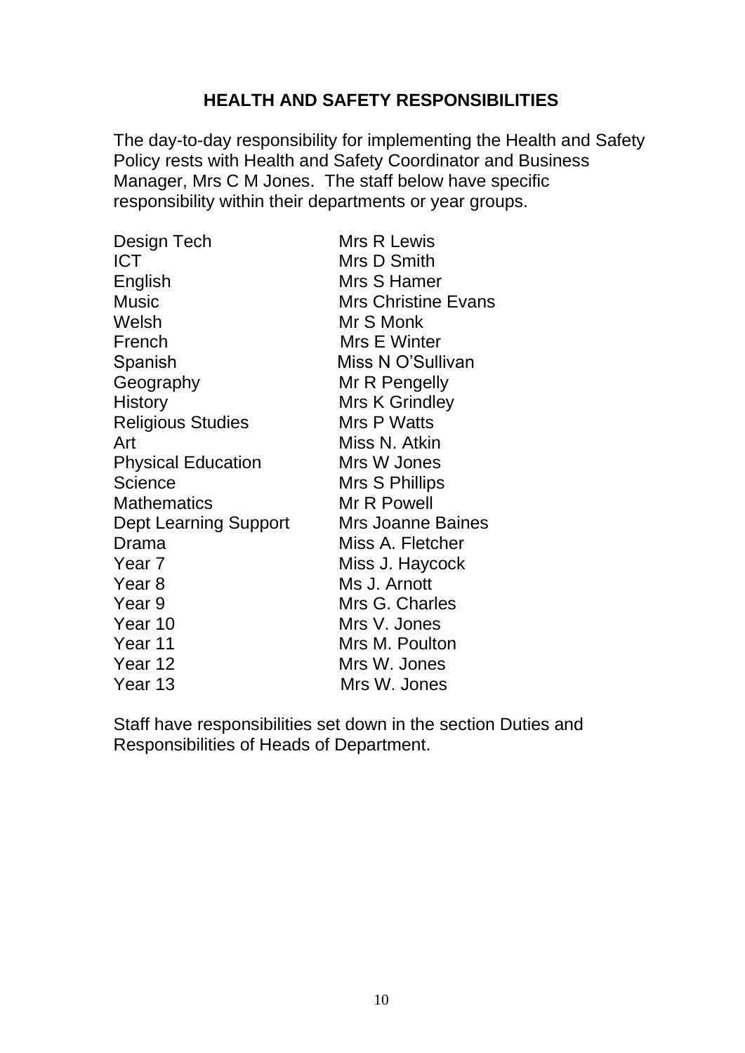## HEALTH AND SAFETY RESPONSIBILITIES

The day-to-day responsibility for implementing the Health and Safety Policy rests with Health and Safety Coordinator and Business Manager, Mrs C M Jones. The staff below have specific responsibility within their departments or year groups.

| | |
|---|---|
| Design Tech | Mrs R Lewis |
| ICT | Mrs D Smith |
| English | Mrs S Hamer |
| Music | Mrs Christine Evans |
| Welsh | Mr S Monk |
| French | Mrs E Winter |
| Spanish | Miss N O'Sullivan |
| Geography | Mr R Pengelly |
| History | Mrs K Grindley |
| Religious Studies | Mrs P Watts |
| Art | Miss N. Atkin |
| Physical Education | Mrs W Jones |
| Science | Mrs S Phillips |
| Mathematics | Mr R Powell |
| Dept Learning Support | Mrs Joanne Baines |
| Drama | Miss A. Fletcher |
| Year 7 | Miss J. Haycock |
| Year 8 | Ms J. Arnott |
| Year 9 | Mrs G. Charles |
| Year 10 | Mrs V. Jones |
| Year 11 | Mrs M. Poulton |
| Year 12 | Mrs W. Jones |
| Year 13 | Mrs W. Jones |

Staff have responsibilities set down in the section Duties and Responsibilities of Heads of Department.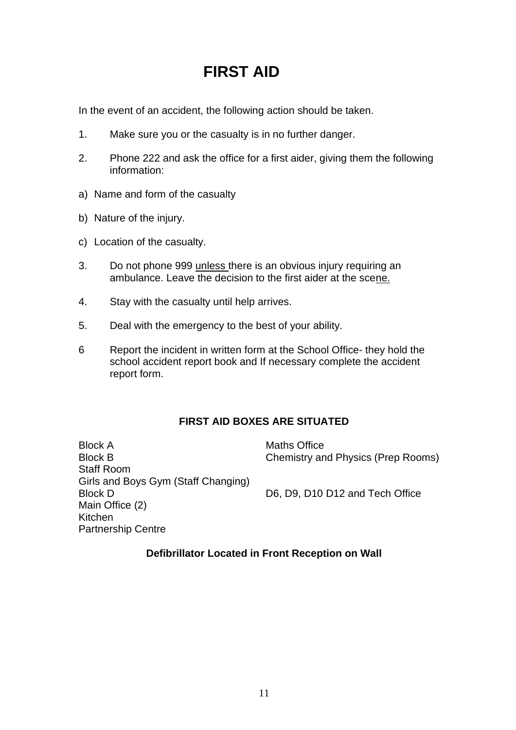# FIRST AID

In the event of an accident, the following action should be taken.

1. Make sure you or the casualty is in no further danger.

2. Phone 222 and ask the office for a first aider, giving them the following information:

a) Name and form of the casualty

b) Nature of the injury.

c) Location of the casualty.

3. Do not phone 999 unless there is an obvious injury requiring an ambulance. Leave the decision to the first aider at the scene.

4. Stay with the casualty until help arrives.

5. Deal with the emergency to the best of your ability.

6 Report the incident in written form at the School Office- they hold the school accident report book and If necessary complete the accident report form.

### FIRST AID BOXES ARE SITUATED

| | |
|---|---|
| Block A | Maths Office |
| Block B | Chemistry and Physics (Prep Rooms) |
| Staff Room | |
| Girls and Boys Gym (Staff Changing) | |
| Block D | D6, D9, D10 D12 and Tech Office |
| Main Office (2) | |
| Kitchen | |
| Partnership Centre | |

**Defibrillator Located in Front Reception on Wall**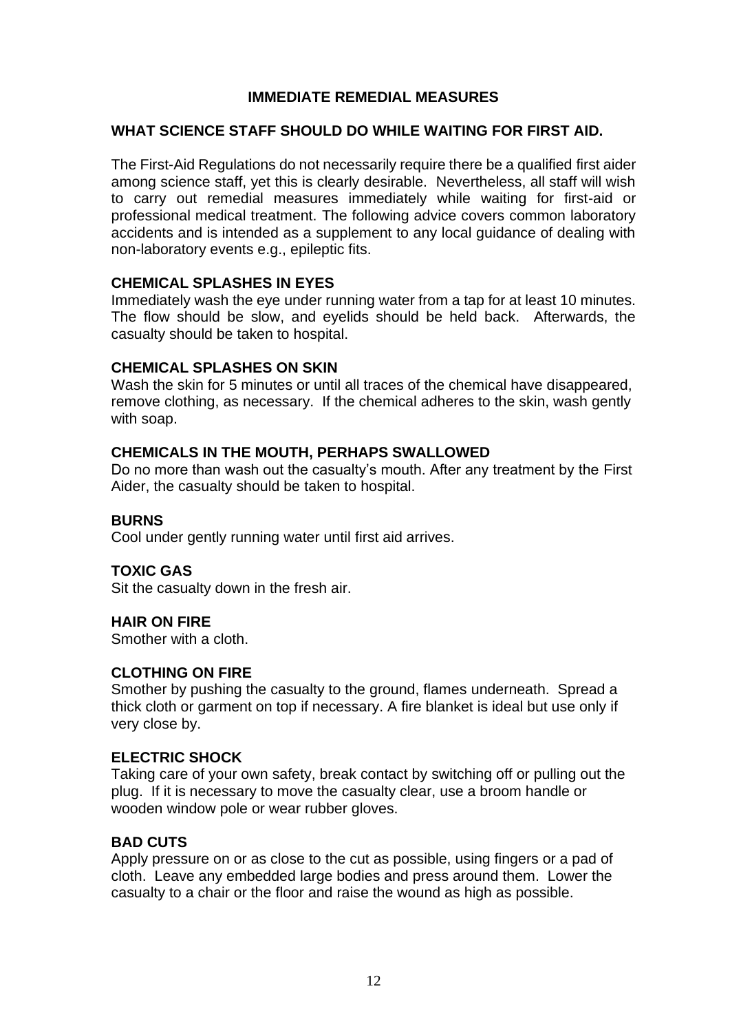# IMMEDIATE REMEDIAL MEASURES

## WHAT SCIENCE STAFF SHOULD DO WHILE WAITING FOR FIRST AID.

The First-Aid Regulations do not necessarily require there be a qualified first aider among science staff, yet this is clearly desirable. Nevertheless, all staff will wish to carry out remedial measures immediately while waiting for first-aid or professional medical treatment. The following advice covers common laboratory accidents and is intended as a supplement to any local guidance of dealing with non-laboratory events e.g., epileptic fits.

### CHEMICAL SPLASHES IN EYES

Immediately wash the eye under running water from a tap for at least 10 minutes. The flow should be slow, and eyelids should be held back. Afterwards, the casualty should be taken to hospital.

### CHEMICAL SPLASHES ON SKIN

Wash the skin for 5 minutes or until all traces of the chemical have disappeared, remove clothing, as necessary. If the chemical adheres to the skin, wash gently with soap.

### CHEMICALS IN THE MOUTH, PERHAPS SWALLOWED

Do no more than wash out the casualty's mouth. After any treatment by the First Aider, the casualty should be taken to hospital.

### BURNS

Cool under gently running water until first aid arrives.

### TOXIC GAS

Sit the casualty down in the fresh air.

### HAIR ON FIRE

Smother with a cloth.

### CLOTHING ON FIRE

Smother by pushing the casualty to the ground, flames underneath. Spread a thick cloth or garment on top if necessary. A fire blanket is ideal but use only if very close by.

### ELECTRIC SHOCK

Taking care of your own safety, break contact by switching off or pulling out the plug. If it is necessary to move the casualty clear, use a broom handle or wooden window pole or wear rubber gloves.

### BAD CUTS

Apply pressure on or as close to the cut as possible, using fingers or a pad of cloth. Leave any embedded large bodies and press around them. Lower the casualty to a chair or the floor and raise the wound as high as possible.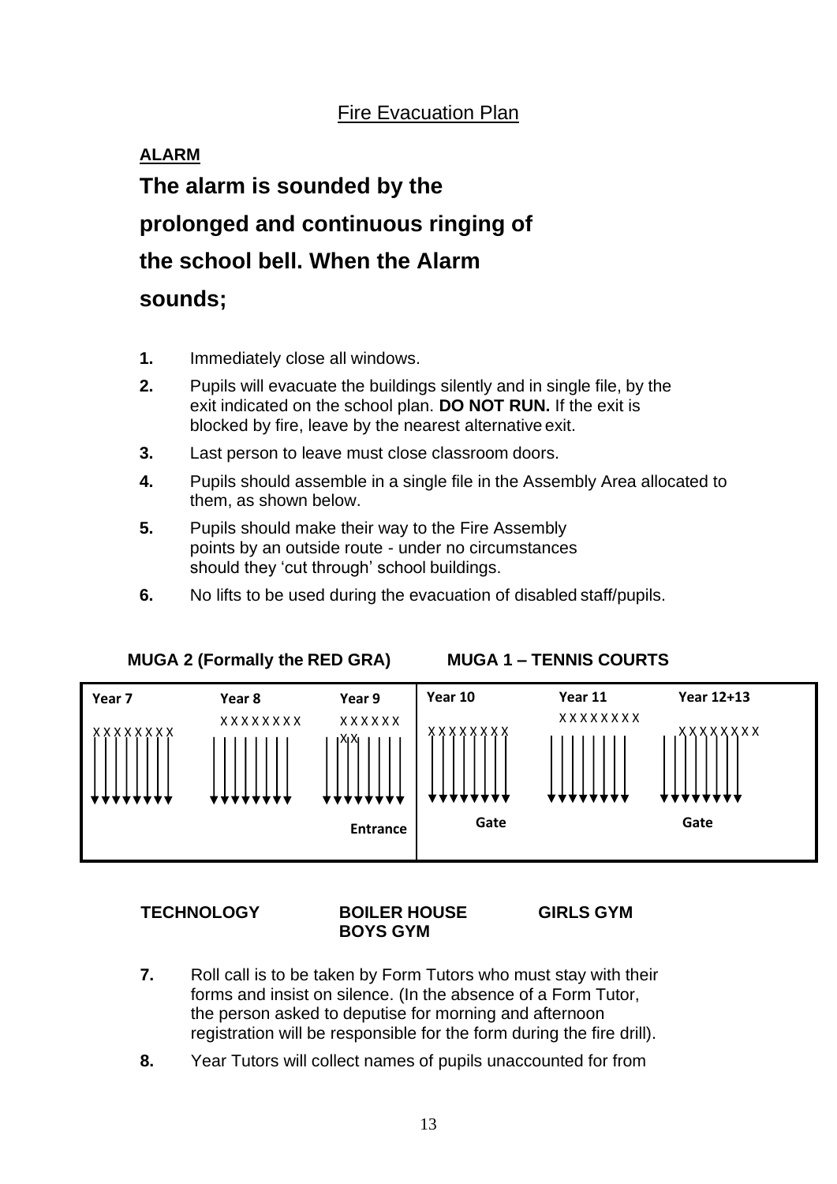# Fire Evacuation Plan

**ALARM**

## The alarm is sounded by the prolonged and continuous ringing of the school bell. When the Alarm sounds;

1. Immediately close all windows.
2. Pupils will evacuate the buildings silently and in single file, by the exit indicated on the school plan. **DO NOT RUN.** If the exit is blocked by fire, leave by the nearest alternative exit.
3. Last person to leave must close classroom doors.
4. Pupils should assemble in a single file in the Assembly Area allocated to them, as shown below.
5. Pupils should make their way to the Fire Assembly points by an outside route - under no circumstances should they 'cut through' school buildings.
6. No lifts to be used during the evacuation of disabled staff/pupils.

**MUGA 2 (Formally the RED GRA)** | **MUGA 1 – TENNIS COURTS**

| Year 7 | Year 8 | Year 9 | Year 10 | Year 11 | Year 12+13 |
|---|---|---|---|---|---|
| XXXXXXXX | XXXXXXXX | XXXXXXXX | XXXXXXXX | XXXXXXXX | XXXXXXXX |
| | | Entrance | Gate | | Gate |

**TECHNOLOGY** | **BOILER HOUSE BOYS GYM** | **GIRLS GYM**

7. Roll call is to be taken by Form Tutors who must stay with their forms and insist on silence. (In the absence of a Form Tutor, the person asked to deputise for morning and afternoon registration will be responsible for the form during the fire drill).
8. Year Tutors will collect names of pupils unaccounted for from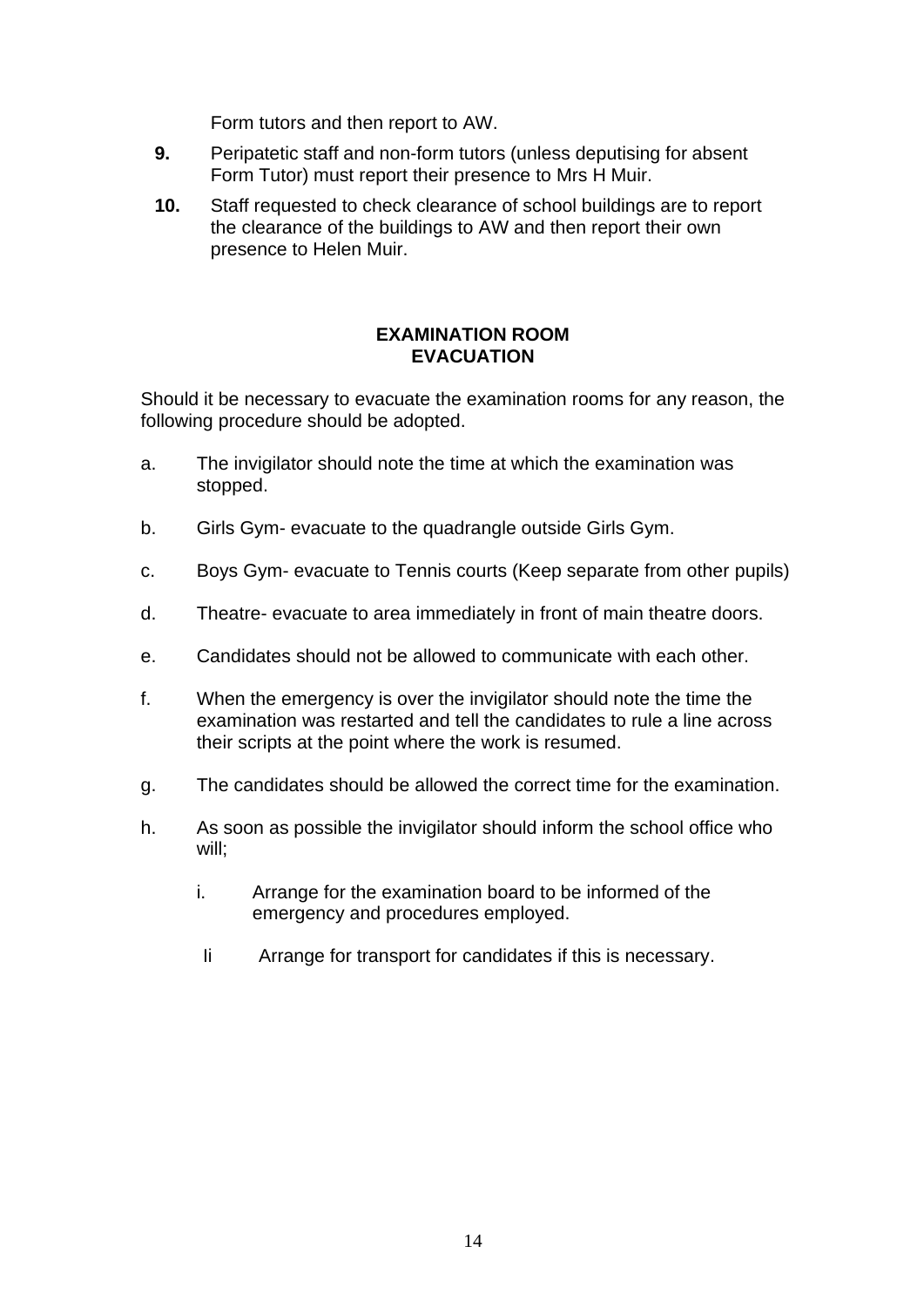Form tutors and then report to AW.

**9.** Peripatetic staff and non-form tutors (unless deputising for absent Form Tutor) must report their presence to Mrs H Muir.

**10.** Staff requested to check clearance of school buildings are to report the clearance of the buildings to AW and then report their own presence to Helen Muir.

## EXAMINATION ROOM EVACUATION

Should it be necessary to evacuate the examination rooms for any reason, the following procedure should be adopted.

a. The invigilator should note the time at which the examination was stopped.

b. Girls Gym- evacuate to the quadrangle outside Girls Gym.

c. Boys Gym- evacuate to Tennis courts (Keep separate from other pupils)

d. Theatre- evacuate to area immediately in front of main theatre doors.

e. Candidates should not be allowed to communicate with each other.

f. When the emergency is over the invigilator should note the time the examination was restarted and tell the candidates to rule a line across their scripts at the point where the work is resumed.

g. The candidates should be allowed the correct time for the examination.

h. As soon as possible the invigilator should inform the school office who will;

   i. Arrange for the examination board to be informed of the emergency and procedures employed.

   Ii Arrange for transport for candidates if this is necessary.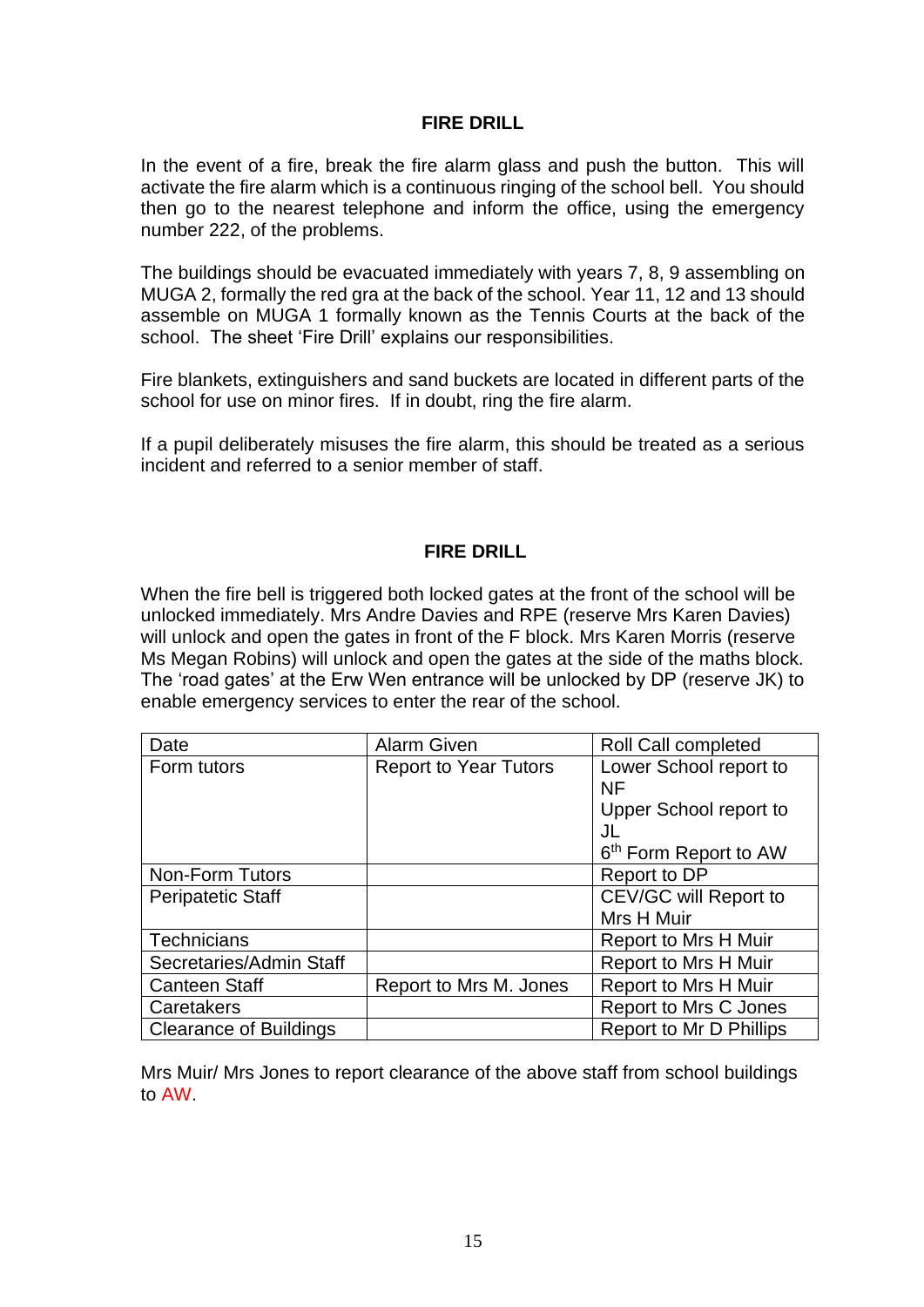## FIRE DRILL

In the event of a fire, break the fire alarm glass and push the button. This will activate the fire alarm which is a continuous ringing of the school bell. You should then go to the nearest telephone and inform the office, using the emergency number 222, of the problems.

The buildings should be evacuated immediately with years 7, 8, 9 assembling on MUGA 2, formally the red gra at the back of the school. Year 11, 12 and 13 should assemble on MUGA 1 formally known as the Tennis Courts at the back of the school. The sheet 'Fire Drill' explains our responsibilities.

Fire blankets, extinguishers and sand buckets are located in different parts of the school for use on minor fires. If in doubt, ring the fire alarm.

If a pupil deliberately misuses the fire alarm, this should be treated as a serious incident and referred to a senior member of staff.

## FIRE DRILL

When the fire bell is triggered both locked gates at the front of the school will be unlocked immediately. Mrs Andre Davies and RPE (reserve Mrs Karen Davies) will unlock and open the gates in front of the F block. Mrs Karen Morris (reserve Ms Megan Robins) will unlock and open the gates at the side of the maths block. The 'road gates' at the Erw Wen entrance will be unlocked by DP (reserve JK) to enable emergency services to enter the rear of the school.

| Date | Alarm Given | Roll Call completed |
|---|---|---|
| Form tutors | Report to Year Tutors | Lower School report to NF<br>Upper School report to JL<br>6th Form Report to AW |
| Non-Form Tutors | | Report to DP |
| Peripatetic Staff | | CEV/GC will Report to Mrs H Muir |
| Technicians | | Report to Mrs H Muir |
| Secretaries/Admin Staff | | Report to Mrs H Muir |
| Canteen Staff | Report to Mrs M. Jones | Report to Mrs H Muir |
| Caretakers | | Report to Mrs C Jones |
| Clearance of Buildings | | Report to Mr D Phillips |

Mrs Muir/ Mrs Jones to report clearance of the above staff from school buildings to AW.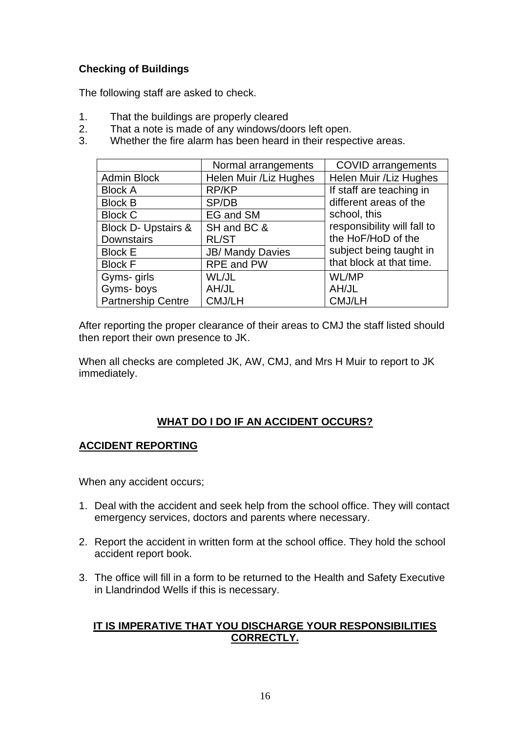### Checking of Buildings

The following staff are asked to check.

1. That the buildings are properly cleared
2. That a note is made of any windows/doors left open.
3. Whether the fire alarm has been heard in their respective areas.

| | Normal arrangements | COVID arrangements |
|---|---|---|
| Admin Block | Helen Muir /Liz Hughes | Helen Muir /Liz Hughes |
| Block A | RP/KP | If staff are teaching in different areas of the school, this responsibility will fall to the HoF/HoD of the subject being taught in that block at that time. |
| Block B | SP/DB | |
| Block C | EG and SM | |
| Block D- Upstairs & Downstairs | SH and BC & RL/ST | |
| Block E | JB/ Mandy Davies | |
| Block F | RPE and PW | |
| Gyms- girls<br>Gyms- boys<br>Partnership Centre | WL/JL<br>AH/JL<br>CMJ/LH | WL/MP<br>AH/JL<br>CMJ/LH |

After reporting the proper clearance of their areas to CMJ the staff listed should then report their own presence to JK.

When all checks are completed JK, AW, CMJ, and Mrs H Muir to report to JK immediately.

## WHAT DO I DO IF AN ACCIDENT OCCURS?

### ACCIDENT REPORTING

When any accident occurs;

1. Deal with the accident and seek help from the school office. They will contact emergency services, doctors and parents where necessary.

2. Report the accident in written form at the school office. They hold the school accident report book.

3. The office will fill in a form to be returned to the Health and Safety Executive in Llandrindod Wells if this is necessary.

**IT IS IMPERATIVE THAT YOU DISCHARGE YOUR RESPONSIBILITIES CORRECTLY.**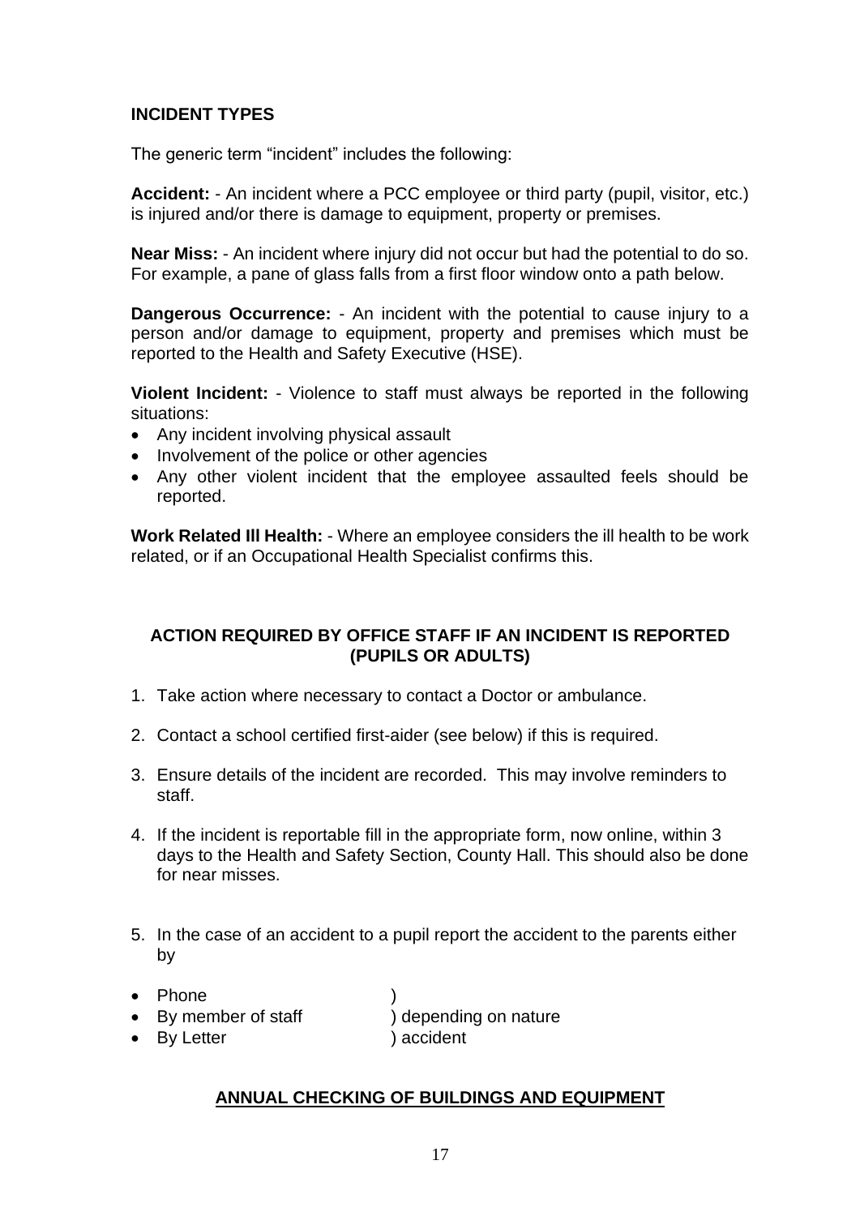## INCIDENT TYPES

The generic term "incident" includes the following:

**Accident:** - An incident where a PCC employee or third party (pupil, visitor, etc.) is injured and/or there is damage to equipment, property or premises.

**Near Miss:** - An incident where injury did not occur but had the potential to do so. For example, a pane of glass falls from a first floor window onto a path below.

**Dangerous Occurrence:** - An incident with the potential to cause injury to a person and/or damage to equipment, property and premises which must be reported to the Health and Safety Executive (HSE).

**Violent Incident:** - Violence to staff must always be reported in the following situations:

- Any incident involving physical assault
- Involvement of the police or other agencies
- Any other violent incident that the employee assaulted feels should be reported.

**Work Related Ill Health:** - Where an employee considers the ill health to be work related, or if an Occupational Health Specialist confirms this.

## ACTION REQUIRED BY OFFICE STAFF IF AN INCIDENT IS REPORTED (PUPILS OR ADULTS)

1. Take action where necessary to contact a Doctor or ambulance.
2. Contact a school certified first-aider (see below) if this is required.
3. Ensure details of the incident are recorded. This may involve reminders to staff.
4. If the incident is reportable fill in the appropriate form, now online, within 3 days to the Health and Safety Section, County Hall. This should also be done for near misses.
5. In the case of an accident to a pupil report the accident to the parents either by

- Phone )
- By member of staff ) depending on nature
- By Letter ) accident

## ANNUAL CHECKING OF BUILDINGS AND EQUIPMENT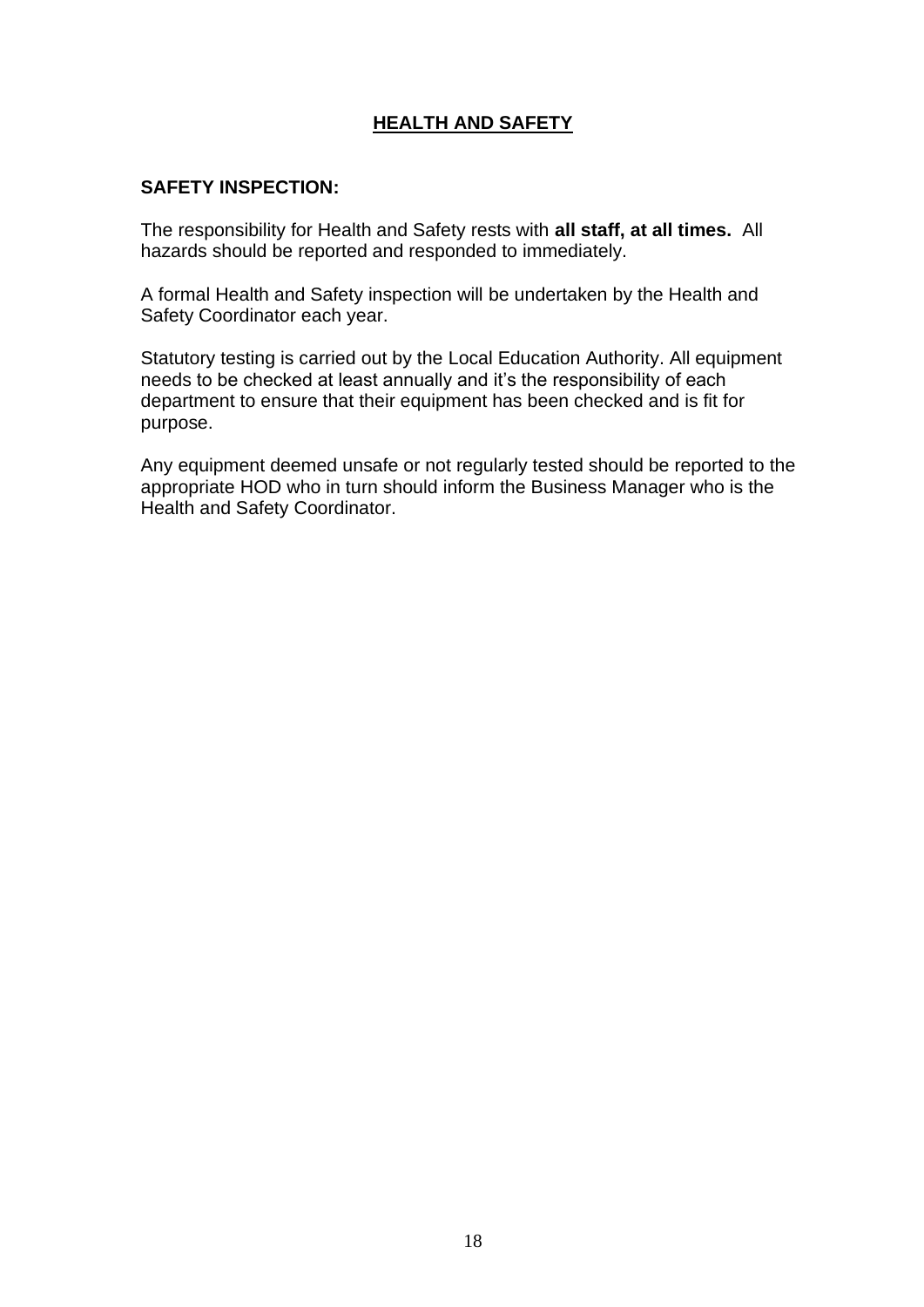# HEALTH AND SAFETY

## SAFETY INSPECTION:

The responsibility for Health and Safety rests with **all staff, at all times.** All hazards should be reported and responded to immediately.

A formal Health and Safety inspection will be undertaken by the Health and Safety Coordinator each year.

Statutory testing is carried out by the Local Education Authority. All equipment needs to be checked at least annually and it's the responsibility of each department to ensure that their equipment has been checked and is fit for purpose.

Any equipment deemed unsafe or not regularly tested should be reported to the appropriate HOD who in turn should inform the Business Manager who is the Health and Safety Coordinator.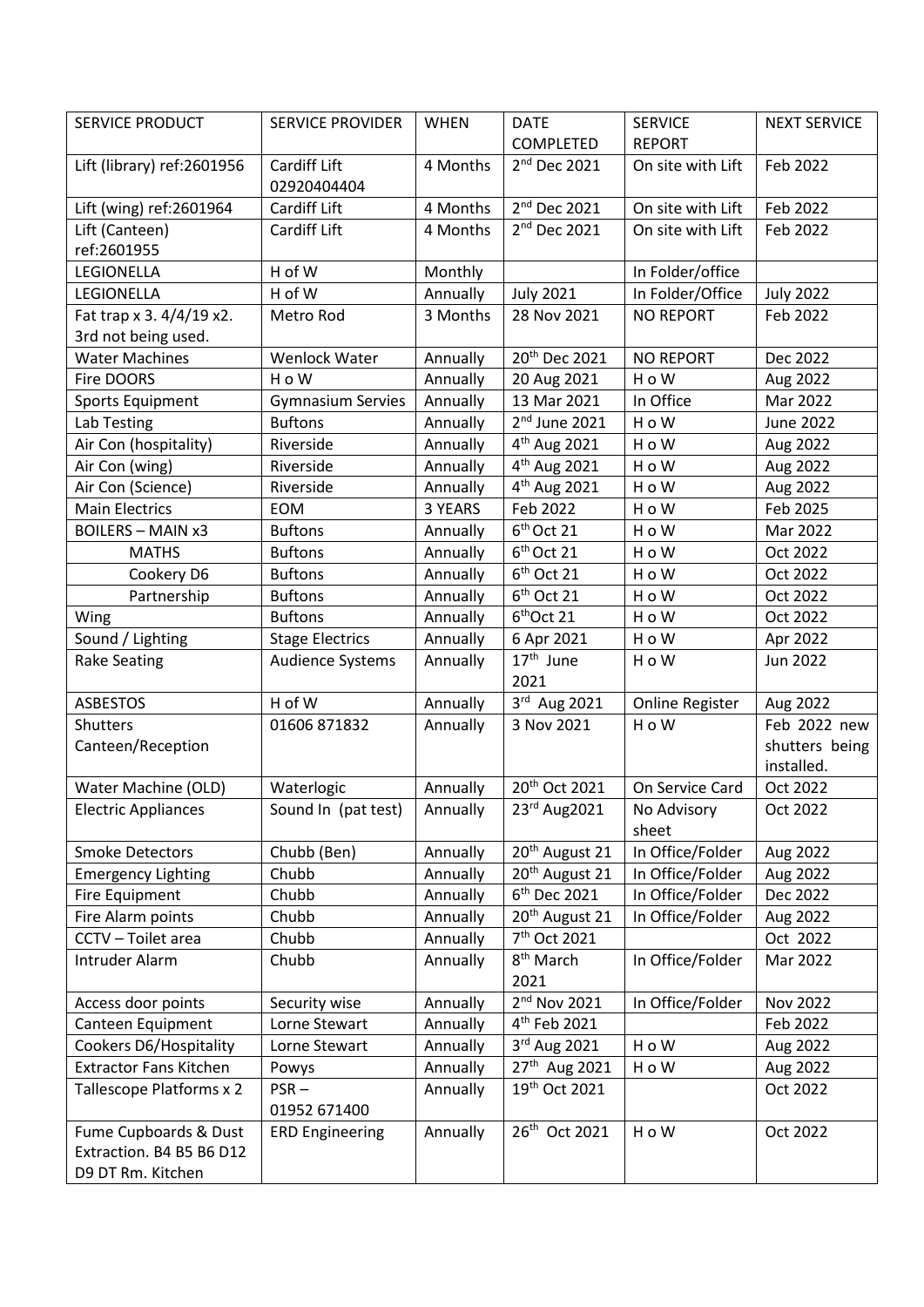| SERVICE PRODUCT | SERVICE PROVIDER | WHEN | DATE COMPLETED | SERVICE REPORT | NEXT SERVICE |
|---|---|---|---|---|---|
| Lift (library) ref:2601956 | Cardiff Lift 02920404404 | 4 Months | 2nd Dec 2021 | On site with Lift | Feb 2022 |
| Lift (wing) ref:2601964 | Cardiff Lift | 4 Months | 2nd Dec 2021 | On site with Lift | Feb 2022 |
| Lift (Canteen) ref:2601955 | Cardiff Lift | 4 Months | 2nd Dec 2021 | On site with Lift | Feb 2022 |
| LEGIONELLA | H of W | Monthly | | In Folder/office | |
| LEGIONELLA | H of W | Annually | July 2021 | In Folder/Office | July 2022 |
| Fat trap x 3. 4/4/19 x2. 3rd not being used. | Metro Rod | 3 Months | 28 Nov 2021 | NO REPORT | Feb 2022 |
| Water Machines | Wenlock Water | Annually | 20th Dec 2021 | NO REPORT | Dec 2022 |
| Fire DOORS | H o W | Annually | 20 Aug 2021 | H o W | Aug 2022 |
| Sports Equipment | Gymnasium Servies | Annually | 13 Mar 2021 | In Office | Mar 2022 |
| Lab Testing | Buftons | Annually | 2nd June 2021 | H o W | June 2022 |
| Air Con (hospitality) | Riverside | Annually | 4th Aug 2021 | H o W | Aug 2022 |
| Air Con (wing) | Riverside | Annually | 4th Aug 2021 | H o W | Aug 2022 |
| Air Con (Science) | Riverside | Annually | 4th Aug 2021 | H o W | Aug 2022 |
| Main Electrics | EOM | 3 YEARS | Feb 2022 | H o W | Feb 2025 |
| BOILERS – MAIN x3 | Buftons | Annually | 6th Oct 21 | H o W | Mar 2022 |
| MATHS | Buftons | Annually | 6th Oct 21 | H o W | Oct 2022 |
| Cookery D6 | Buftons | Annually | 6th Oct 21 | H o W | Oct 2022 |
| Partnership | Buftons | Annually | 6th Oct 21 | H o W | Oct 2022 |
| Wing | Buftons | Annually | 6thOct 21 | H o W | Oct 2022 |
| Sound / Lighting | Stage Electrics | Annually | 6 Apr 2021 | H o W | Apr 2022 |
| Rake Seating | Audience Systems | Annually | 17th June 2021 | H o W | Jun 2022 |
| ASBESTOS | H of W | Annually | 3rd Aug 2021 | Online Register | Aug 2022 |
| Shutters Canteen/Reception | 01606 871832 | Annually | 3 Nov 2021 | H o W | Feb 2022 new shutters being installed. |
| Water Machine (OLD) | Waterlogic | Annually | 20th Oct 2021 | On Service Card | Oct 2022 |
| Electric Appliances | Sound In (pat test) | Annually | 23rd Aug2021 | No Advisory sheet | Oct 2022 |
| Smoke Detectors | Chubb (Ben) | Annually | 20th August 21 | In Office/Folder | Aug 2022 |
| Emergency Lighting | Chubb | Annually | 20th August 21 | In Office/Folder | Aug 2022 |
| Fire Equipment | Chubb | Annually | 6th Dec 2021 | In Office/Folder | Dec 2022 |
| Fire Alarm points | Chubb | Annually | 20th August 21 | In Office/Folder | Aug 2022 |
| CCTV – Toilet area | Chubb | Annually | 7th Oct 2021 | | Oct 2022 |
| Intruder Alarm | Chubb | Annually | 8th March 2021 | In Office/Folder | Mar 2022 |
| Access door points | Security wise | Annually | 2nd Nov 2021 | In Office/Folder | Nov 2022 |
| Canteen Equipment | Lorne Stewart | Annually | 4th Feb 2021 | | Feb 2022 |
| Cookers D6/Hospitality | Lorne Stewart | Annually | 3rd Aug 2021 | H o W | Aug 2022 |
| Extractor Fans Kitchen | Powys | Annually | 27th Aug 2021 | H o W | Aug 2022 |
| Tallescope Platforms x 2 | PSR – 01952 671400 | Annually | 19th Oct 2021 | | Oct 2022 |
| Fume Cupboards & Dust Extraction. B4 B5 B6 D12 D9 DT Rm. Kitchen | ERD Engineering | Annually | 26th Oct 2021 | H o W | Oct 2022 |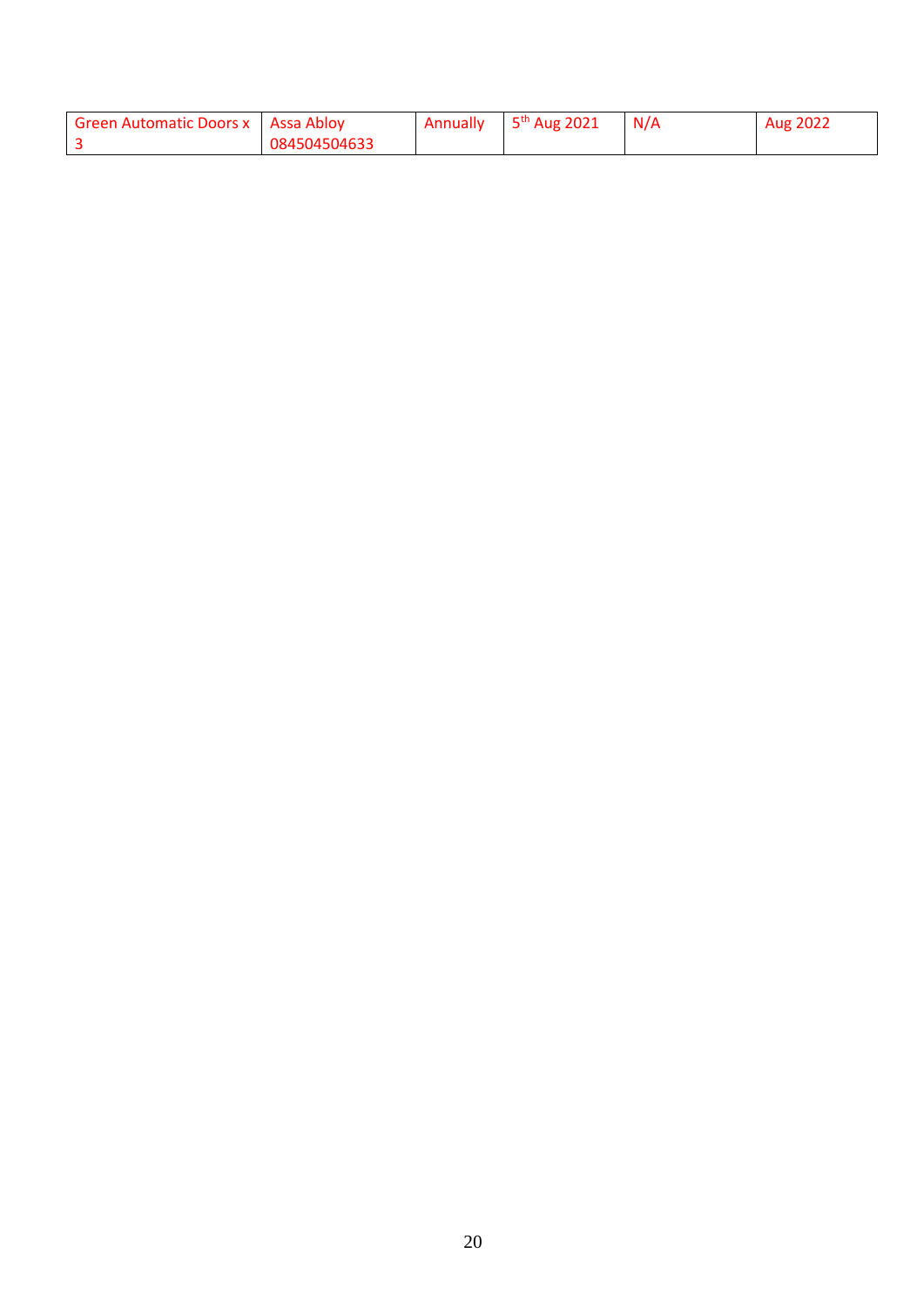| Green Automatic Doors x 3 | Assa Abloy 084504504633 | Annually | 5th Aug 2021 | N/A | Aug 2022 |
|---|---|---|---|---|---|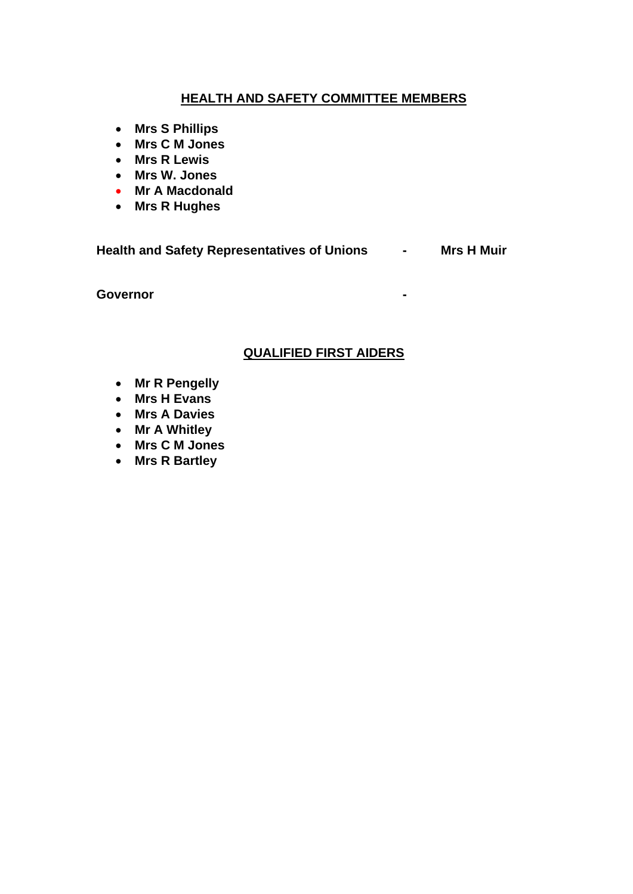## HEALTH AND SAFETY COMMITTEE MEMBERS

- **Mrs S Phillips**
- **Mrs C M Jones**
- **Mrs R Lewis**
- **Mrs W. Jones**
- **Mr A Macdonald**
- **Mrs R Hughes**

**Health and Safety Representatives of Unions - Mrs H Muir**

**Governor -**

## QUALIFIED FIRST AIDERS

- **Mr R Pengelly**
- **Mrs H Evans**
- **Mrs A Davies**
- **Mr A Whitley**
- **Mrs C M Jones**
- **Mrs R Bartley**